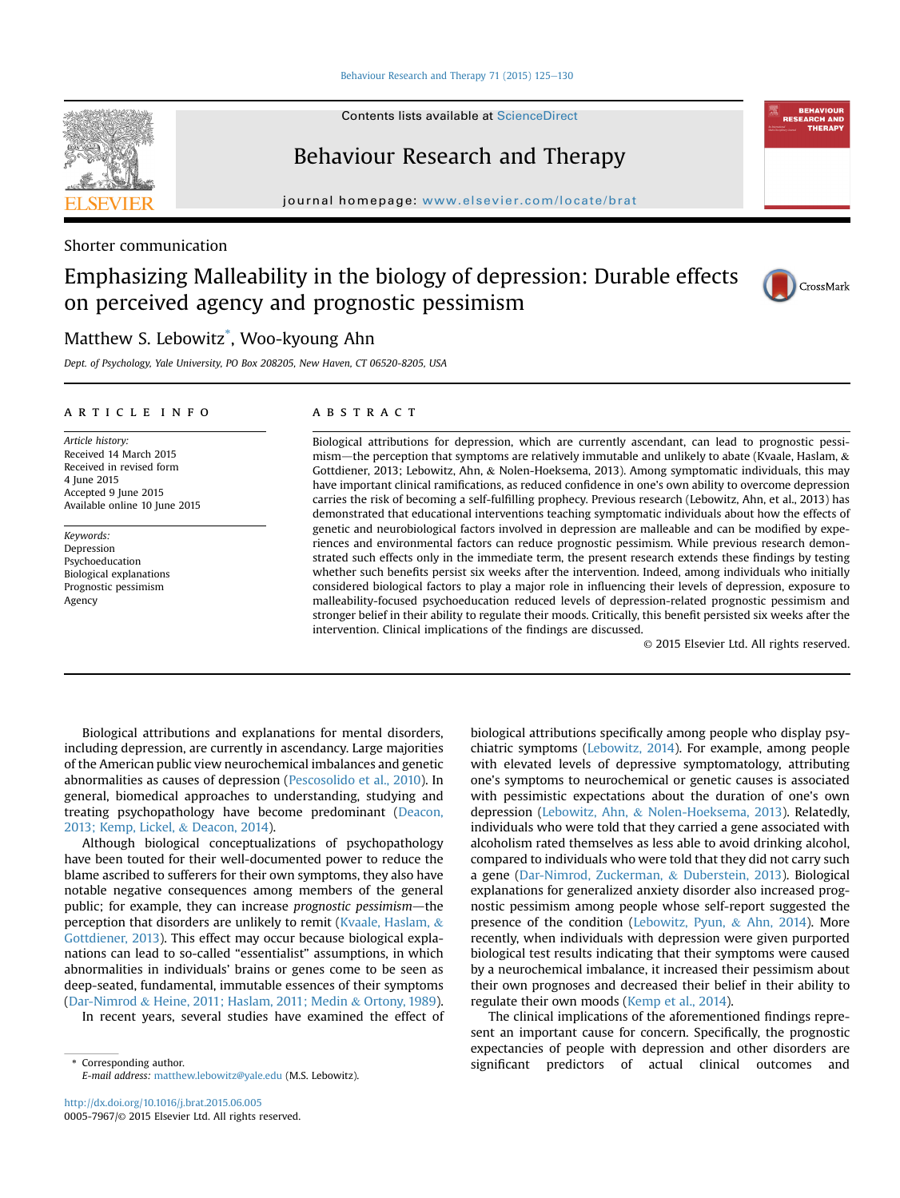Shorter communication

# Emphasizing Malleability in the biology of depression: Durable effects on perceived agency and prognostic pessimism

Matthew S. Lebowitz*, Woo-kyoung Ahn

*Dept. of Psychology, Yale University, PO Box 208205, New Haven, CT 06520-8205, USA*

## ARTICLE INFO

*Article history:*
Received 14 March 2015
Received in revised form
4 June 2015
Accepted 9 June 2015
Available online 10 June 2015

*Keywords:*
Depression
Psychoeducation
Biological explanations
Prognostic pessimism
Agency

## ABSTRACT

Biological attributions for depression, which are currently ascendant, can lead to prognostic pessimism—the perception that symptoms are relatively immutable and unlikely to abate (Kvaale, Haslam, & Gottdiener, 2013; Lebowitz, Ahn, & Nolen-Hoeksema, 2013). Among symptomatic individuals, this may have important clinical ramifications, as reduced confidence in one's own ability to overcome depression carries the risk of becoming a self-fulfilling prophecy. Previous research (Lebowitz, Ahn, et al., 2013) has demonstrated that educational interventions teaching symptomatic individuals about how the effects of genetic and neurobiological factors involved in depression are malleable and can be modified by experiences and environmental factors can reduce prognostic pessimism. While previous research demonstrated such effects only in the immediate term, the present research extends these findings by testing whether such benefits persist six weeks after the intervention. Indeed, among individuals who initially considered biological factors to play a major role in influencing their levels of depression, exposure to malleability-focused psychoeducation reduced levels of depression-related prognostic pessimism and stronger belief in their ability to regulate their moods. Critically, this benefit persisted six weeks after the intervention. Clinical implications of the findings are discussed.

© 2015 Elsevier Ltd. All rights reserved.

Biological attributions and explanations for mental disorders, including depression, are currently in ascendancy. Large majorities of the American public view neurochemical imbalances and genetic abnormalities as causes of depression (Pescosolido et al., 2010). In general, biomedical approaches to understanding, studying and treating psychopathology have become predominant (Deacon, 2013; Kemp, Lickel, & Deacon, 2014).

Although biological conceptualizations of psychopathology have been touted for their well-documented power to reduce the blame ascribed to sufferers for their own symptoms, they also have notable negative consequences among members of the general public; for example, they can increase *prognostic pessimism*—the perception that disorders are unlikely to remit (Kvaale, Haslam, & Gottdiener, 2013). This effect may occur because biological explanations can lead to so-called "essentialist" assumptions, in which abnormalities in individuals' brains or genes come to be seen as deep-seated, fundamental, immutable essences of their symptoms (Dar-Nimrod & Heine, 2011; Haslam, 2011; Medin & Ortony, 1989).

In recent years, several studies have examined the effect of biological attributions specifically among people who display psychiatric symptoms (Lebowitz, 2014). For example, among people with elevated levels of depressive symptomatology, attributing one's symptoms to neurochemical or genetic causes is associated with pessimistic expectations about the duration of one's own depression (Lebowitz, Ahn, & Nolen-Hoeksema, 2013). Relatedly, individuals who were told that they carried a gene associated with alcoholism rated themselves as less able to avoid drinking alcohol, compared to individuals who were told that they did not carry such a gene (Dar-Nimrod, Zuckerman, & Duberstein, 2013). Biological explanations for generalized anxiety disorder also increased prognostic pessimism among people whose self-report suggested the presence of the condition (Lebowitz, Pyun, & Ahn, 2014). More recently, when individuals with depression were given purported biological test results indicating that their symptoms were caused by a neurochemical imbalance, it increased their pessimism about their own prognoses and decreased their belief in their ability to regulate their own moods (Kemp et al., 2014).

The clinical implications of the aforementioned findings represent an important cause for concern. Specifically, the prognostic expectancies of people with depression and other disorders are significant predictors of actual clinical outcomes and

---

* Corresponding author.
*E-mail address:* matthew.lebowitz@yale.edu (M.S. Lebowitz).

http://dx.doi.org/10.1016/j.brat.2015.06.005
0005-7967/© 2015 Elsevier Ltd. All rights reserved.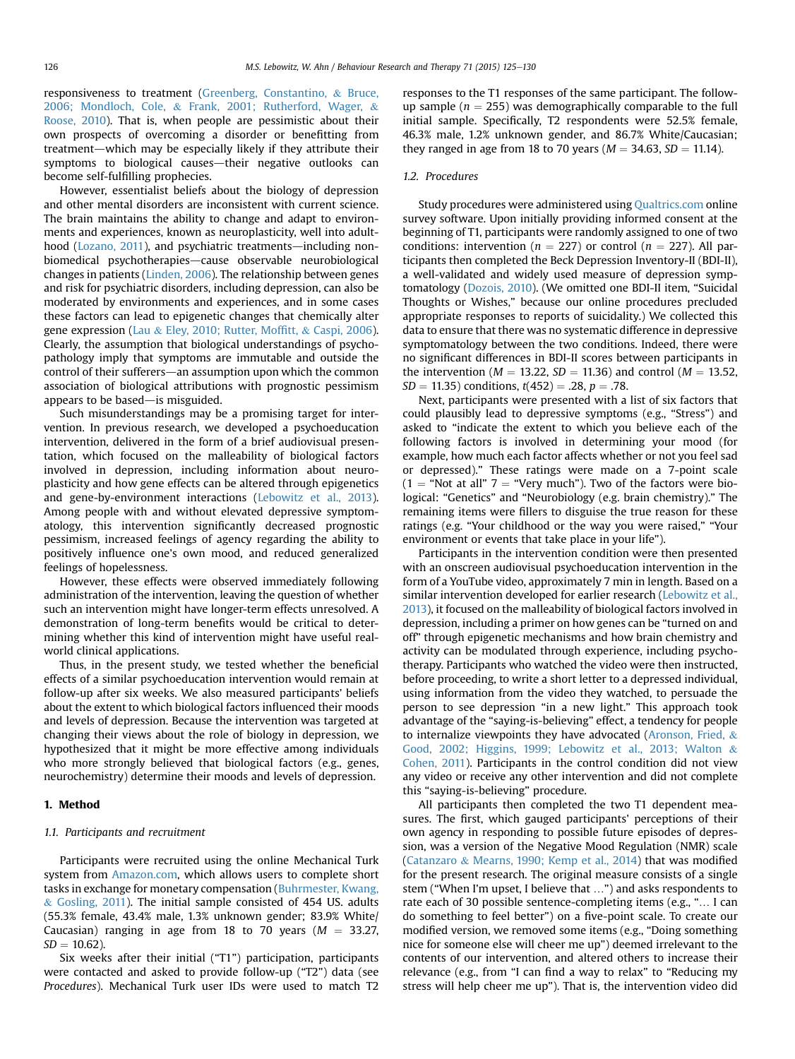responsiveness to treatment (Greenberg, Constantino, & Bruce, 2006; Mondloch, Cole, & Frank, 2001; Rutherford, Wager, & Roose, 2010). That is, when people are pessimistic about their own prospects of overcoming a disorder or benefitting from treatment—which may be especially likely if they attribute their symptoms to biological causes—their negative outlooks can become self-fulfilling prophecies.

However, essentialist beliefs about the biology of depression and other mental disorders are inconsistent with current science. The brain maintains the ability to change and adapt to environments and experiences, known as neuroplasticity, well into adulthood (Lozano, 2011), and psychiatric treatments—including nonbiomedical psychotherapies—cause observable neurobiological changes in patients (Linden, 2006). The relationship between genes and risk for psychiatric disorders, including depression, can also be moderated by environments and experiences, and in some cases these factors can lead to epigenetic changes that chemically alter gene expression (Lau & Eley, 2010; Rutter, Moffitt, & Caspi, 2006). Clearly, the assumption that biological understandings of psychopathology imply that symptoms are immutable and outside the control of their sufferers—an assumption upon which the common association of biological attributions with prognostic pessimism appears to be based—is misguided.

Such misunderstandings may be a promising target for intervention. In previous research, we developed a psychoeducation intervention, delivered in the form of a brief audiovisual presentation, which focused on the malleability of biological factors involved in depression, including information about neuroplasticity and how gene effects can be altered through epigenetics and gene-by-environment interactions (Lebowitz et al., 2013). Among people with and without elevated depressive symptomatology, this intervention significantly decreased prognostic pessimism, increased feelings of agency regarding the ability to positively influence one's own mood, and reduced generalized feelings of hopelessness.

However, these effects were observed immediately following administration of the intervention, leaving the question of whether such an intervention might have longer-term effects unresolved. A demonstration of long-term benefits would be critical to determining whether this kind of intervention might have useful real-world clinical applications.

Thus, in the present study, we tested whether the beneficial effects of a similar psychoeducation intervention would remain at follow-up after six weeks. We also measured participants' beliefs about the extent to which biological factors influenced their moods and levels of depression. Because the intervention was targeted at changing their views about the role of biology in depression, we hypothesized that it might be more effective among individuals who more strongly believed that biological factors (e.g., genes, neurochemistry) determine their moods and levels of depression.

## 1. Method

### 1.1. Participants and recruitment

Participants were recruited using the online Mechanical Turk system from Amazon.com, which allows users to complete short tasks in exchange for monetary compensation (Buhrmester, Kwang, & Gosling, 2011). The initial sample consisted of 454 US. adults (55.3% female, 43.4% male, 1.3% unknown gender; 83.9% White/Caucasian) ranging in age from 18 to 70 years ($M = 33.27$, $SD = 10.62$).

Six weeks after their initial ("T1") participation, participants were contacted and asked to provide follow-up ("T2") data (see *Procedures*). Mechanical Turk user IDs were used to match T2 responses to the T1 responses of the same participant. The follow-up sample ($n = 255$) was demographically comparable to the full initial sample. Specifically, T2 respondents were 52.5% female, 46.3% male, 1.2% unknown gender, and 86.7% White/Caucasian; they ranged in age from 18 to 70 years ($M = 34.63$, $SD = 11.14$).

### 1.2. Procedures

Study procedures were administered using Qualtrics.com online survey software. Upon initially providing informed consent at the beginning of T1, participants were randomly assigned to one of two conditions: intervention ($n = 227$) or control ($n = 227$). All participants then completed the Beck Depression Inventory-II (BDI-II), a well-validated and widely used measure of depression symptomatology (Dozois, 2010). (We omitted one BDI-II item, "Suicidal Thoughts or Wishes," because our online procedures precluded appropriate responses to reports of suicidality.) We collected this data to ensure that there was no systematic difference in depressive symptomatology between the two conditions. Indeed, there were no significant differences in BDI-II scores between participants in the intervention ($M = 13.22$, $SD = 11.36$) and control ($M = 13.52$, $SD = 11.35$) conditions, $t(452) = .28$, $p = .78$.

Next, participants were presented with a list of six factors that could plausibly lead to depressive symptoms (e.g., "Stress") and asked to "indicate the extent to which you believe each of the following factors is involved in determining your mood (for example, how much each factor affects whether or not you feel sad or depressed)." These ratings were made on a 7-point scale (1 = "Not at all" 7 = "Very much"). Two of the factors were biological: "Genetics" and "Neurobiology (e.g. brain chemistry)." The remaining items were fillers to disguise the true reason for these ratings (e.g. "Your childhood or the way you were raised," "Your environment or events that take place in your life").

Participants in the intervention condition were then presented with an onscreen audiovisual psychoeducation intervention in the form of a YouTube video, approximately 7 min in length. Based on a similar intervention developed for earlier research (Lebowitz et al., 2013), it focused on the malleability of biological factors involved in depression, including a primer on how genes can be "turned on and off" through epigenetic mechanisms and how brain chemistry and activity can be modulated through experience, including psychotherapy. Participants who watched the video were then instructed, before proceeding, to write a short letter to a depressed individual, using information from the video they watched, to persuade the person to see depression "in a new light." This approach took advantage of the "saying-is-believing" effect, a tendency for people to internalize viewpoints they have advocated (Aronson, Fried, & Good, 2002; Higgins, 1999; Lebowitz et al., 2013; Walton & Cohen, 2011). Participants in the control condition did not view any video or receive any other intervention and did not complete this "saying-is-believing" procedure.

All participants then completed the two T1 dependent measures. The first, which gauged participants' perceptions of their own agency in responding to possible future episodes of depression, was a version of the Negative Mood Regulation (NMR) scale (Catanzaro & Mearns, 1990; Kemp et al., 2014) that was modified for the present research. The original measure consists of a single stem ("When I'm upset, I believe that …") and asks respondents to rate each of 30 possible sentence-completing items (e.g., "… I can do something to feel better") on a five-point scale. To create our modified version, we removed some items (e.g., "Doing something nice for someone else will cheer me up") deemed irrelevant to the contents of our intervention, and altered others to increase their relevance (e.g., from "I can find a way to relax" to "Reducing my stress will help cheer me up"). That is, the intervention video did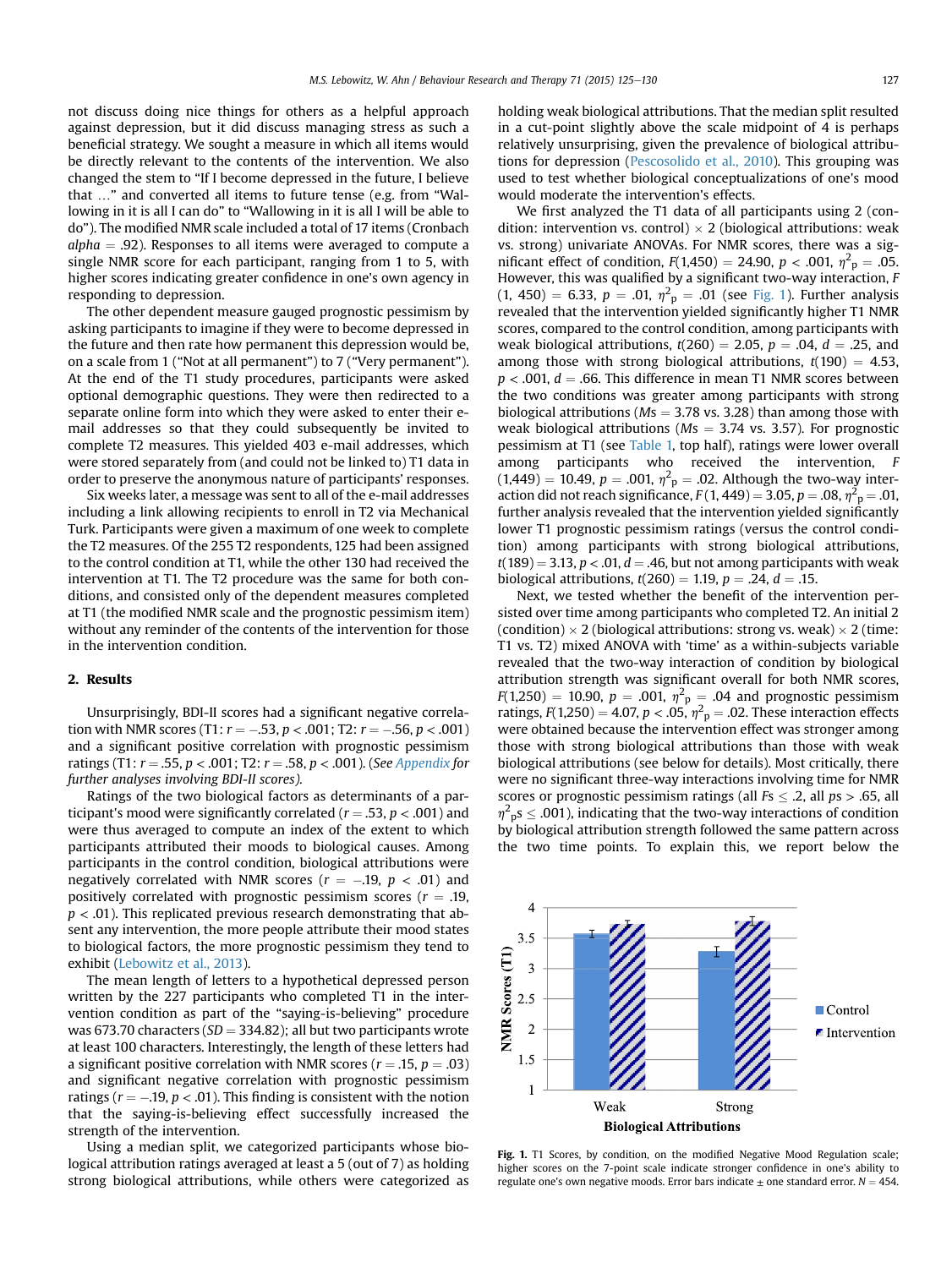not discuss doing nice things for others as a helpful approach against depression, but it did discuss managing stress as such a beneficial strategy. We sought a measure in which all items would be directly relevant to the contents of the intervention. We also changed the stem to "If I become depressed in the future, I believe that …" and converted all items to future tense (e.g. from "Wallowing in it is all I can do" to "Wallowing in it is all I will be able to do"). The modified NMR scale included a total of 17 items (Cronbach *alpha* = .92). Responses to all items were averaged to compute a single NMR score for each participant, ranging from 1 to 5, with higher scores indicating greater confidence in one's own agency in responding to depression.

The other dependent measure gauged prognostic pessimism by asking participants to imagine if they were to become depressed in the future and then rate how permanent this depression would be, on a scale from 1 ("Not at all permanent") to 7 ("Very permanent"). At the end of the T1 study procedures, participants were asked optional demographic questions. They were then redirected to a separate online form into which they were asked to enter their e-mail addresses so that they could subsequently be invited to complete T2 measures. This yielded 403 e-mail addresses, which were stored separately from (and could not be linked to) T1 data in order to preserve the anonymous nature of participants' responses.

Six weeks later, a message was sent to all of the e-mail addresses including a link allowing recipients to enroll in T2 via Mechanical Turk. Participants were given a maximum of one week to complete the T2 measures. Of the 255 T2 respondents, 125 had been assigned to the control condition at T1, while the other 130 had received the intervention at T1. The T2 procedure was the same for both conditions, and consisted only of the dependent measures completed at T1 (the modified NMR scale and the prognostic pessimism item) without any reminder of the contents of the intervention for those in the intervention condition.

## 2. Results

Unsurprisingly, BDI-II scores had a significant negative correlation with NMR scores (T1: $r = -.53$, $p < .001$; T2: $r = -.56$, $p < .001$) and a significant positive correlation with prognostic pessimism ratings (T1: $r = .55$, $p < .001$; T2: $r = .58$, $p < .001$). (*See Appendix for further analyses involving BDI-II scores*).

Ratings of the two biological factors as determinants of a participant's mood were significantly correlated ($r = .53$, $p < .001$) and were thus averaged to compute an index of the extent to which participants attributed their moods to biological causes. Among participants in the control condition, biological attributions were negatively correlated with NMR scores ($r = -.19$, $p < .01$) and positively correlated with prognostic pessimism scores ($r = .19$, $p < .01$). This replicated previous research demonstrating that absent any intervention, the more people attribute their mood states to biological factors, the more prognostic pessimism they tend to exhibit (Lebowitz et al., 2013).

The mean length of letters to a hypothetical depressed person written by the 227 participants who completed T1 in the intervention condition as part of the "saying-is-believing" procedure was 673.70 characters ($SD = 334.82$); all but two participants wrote at least 100 characters. Interestingly, the length of these letters had a significant positive correlation with NMR scores ($r = .15$, $p = .03$) and significant negative correlation with prognostic pessimism ratings ($r = -.19$, $p < .01$). This finding is consistent with the notion that the saying-is-believing effect successfully increased the strength of the intervention.

Using a median split, we categorized participants whose biological attribution ratings averaged at least a 5 (out of 7) as holding strong biological attributions, while others were categorized as holding weak biological attributions. That the median split resulted in a cut-point slightly above the scale midpoint of 4 is perhaps relatively unsurprising, given the prevalence of biological attributions for depression (Pescosolido et al., 2010). This grouping was used to test whether biological conceptualizations of one's mood would moderate the intervention's effects.

We first analyzed the T1 data of all participants using 2 (condition: intervention vs. control) × 2 (biological attributions: weak vs. strong) univariate ANOVAs. For NMR scores, there was a significant effect of condition, $F(1,450) = 24.90$, $p < .001$, $\eta^2_p = .05$. However, this was qualified by a significant two-way interaction, $F(1, 450) = 6.33$, $p = .01$, $\eta^2_p = .01$ (see Fig. 1). Further analysis revealed that the intervention yielded significantly higher T1 NMR scores, compared to the control condition, among participants with weak biological attributions, $t(260) = 2.05$, $p = .04$, $d = .25$, and among those with strong biological attributions, $t(190) = 4.53$, $p < .001$, $d = .66$. This difference in mean T1 NMR scores between the two conditions was greater among participants with strong biological attributions ($Ms = 3.78$ vs. 3.28) than among those with weak biological attributions ($Ms = 3.74$ vs. 3.57). For prognostic pessimism at T1 (see Table 1, top half), ratings were lower overall among participants who received the intervention, $F(1,449) = 10.49$, $p = .001$, $\eta^2_p = .02$. Although the two-way interaction did not reach significance, $F(1, 449) = 3.05$, $p = .08$, $\eta^2_p = .01$, further analysis revealed that the intervention yielded significantly lower T1 prognostic pessimism ratings (versus the control condition) among participants with strong biological attributions, $t(189) = 3.13$, $p < .01$, $d = .46$, but not among participants with weak biological attributions, $t(260) = 1.19$, $p = .24$, $d = .15$.

Next, we tested whether the benefit of the intervention persisted over time among participants who completed T2. An initial 2 (condition) × 2 (biological attributions: strong vs. weak) × 2 (time: T1 vs. T2) mixed ANOVA with 'time' as a within-subjects variable revealed that the two-way interaction of condition by biological attribution strength was significant overall for both NMR scores, $F(1,250) = 10.90$, $p = .001$, $\eta^2_p = .04$ and prognostic pessimism ratings, $F(1,250) = 4.07$, $p < .05$, $\eta^2_p = .02$. These interaction effects were obtained because the intervention effect was stronger among those with strong biological attributions than those with weak biological attributions (see below for details). Most critically, there were no significant three-way interactions involving time for NMR scores or prognostic pessimism ratings (all $Fs \leq .2$, all $ps > .65$, all $\eta^2_p s \leq .001$), indicating that the two-way interactions of condition by biological attribution strength followed the same pattern across the two time points. To explain this, we report below the

**Fig. 1.** T1 Scores, by condition, on the modified Negative Mood Regulation scale; higher scores on the 7-point scale indicate stronger confidence in one's ability to regulate one's own negative moods. Error bars indicate ± one standard error. $N = 454$.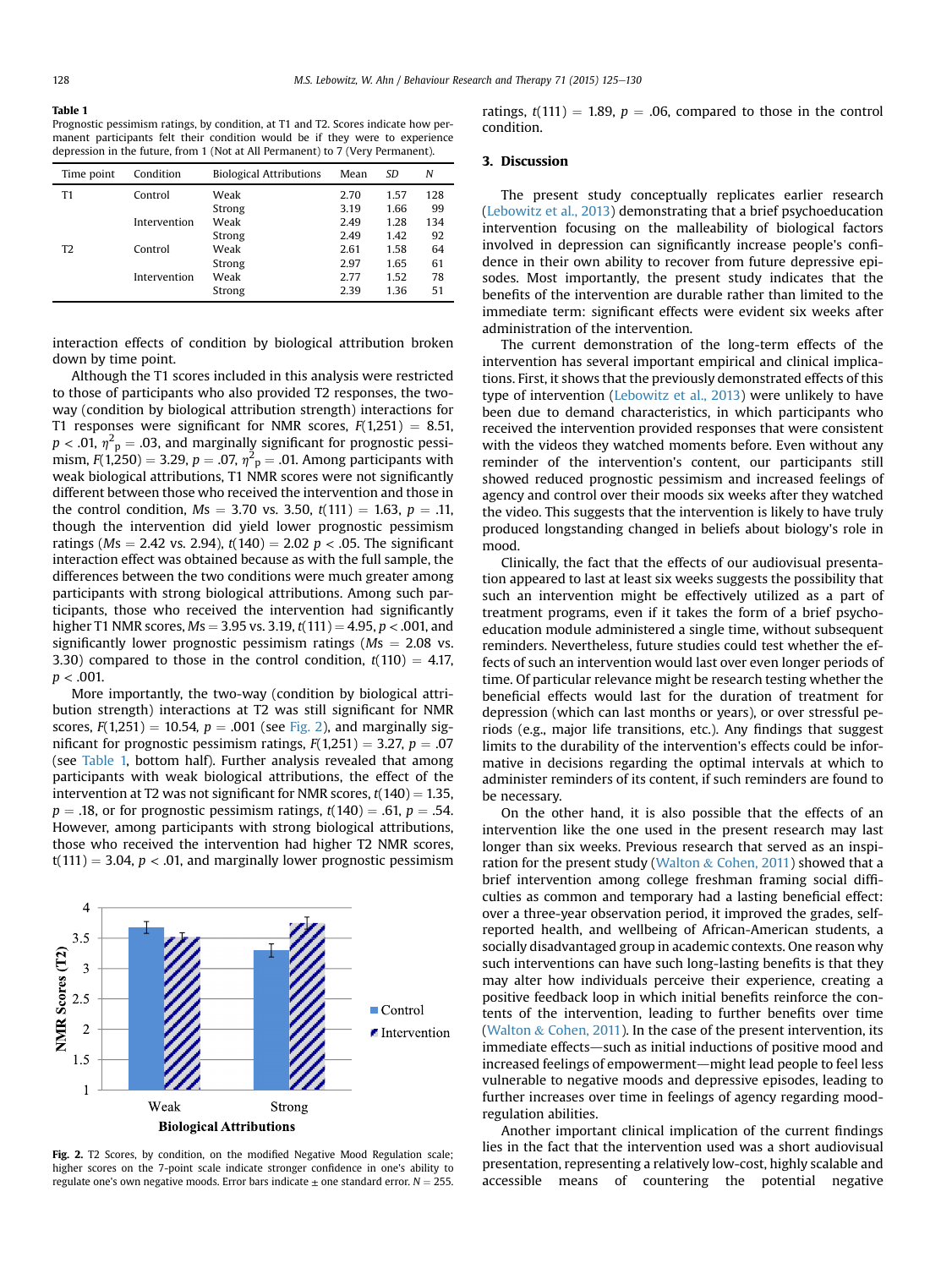**Table 1**
Prognostic pessimism ratings, by condition, at T1 and T2. Scores indicate how permanent participants felt their condition would be if they were to experience depression in the future, from 1 (Not at All Permanent) to 7 (Very Permanent).

| Time point | Condition | Biological Attributions | Mean | SD | N |
|---|---|---|---|---|---|
| T1 | Control | Weak | 2.70 | 1.57 | 128 |
| | | Strong | 3.19 | 1.66 | 99 |
| | Intervention | Weak | 2.49 | 1.28 | 134 |
| | | Strong | 2.49 | 1.42 | 92 |
| T2 | Control | Weak | 2.61 | 1.58 | 64 |
| | | Strong | 2.97 | 1.65 | 61 |
| | Intervention | Weak | 2.77 | 1.52 | 78 |
| | | Strong | 2.39 | 1.36 | 51 |

interaction effects of condition by biological attribution broken down by time point.

Although the T1 scores included in this analysis were restricted to those of participants who also provided T2 responses, the two-way (condition by biological attribution strength) interactions for T1 responses were significant for NMR scores, $F(1,251) = 8.51$, $p < .01$, $\eta^2_p = .03$, and marginally significant for prognostic pessimism, $F(1,250) = 3.29$, $p = .07$, $\eta^2_p = .01$. Among participants with weak biological attributions, T1 NMR scores were not significantly different between those who received the intervention and those in the control condition, $Ms = 3.70$ vs. 3.50, $t(111) = 1.63$, $p = .11$, though the intervention did yield lower prognostic pessimism ratings ($Ms = 2.42$ vs. 2.94), $t(140) = 2.02$ $p < .05$. The significant interaction effect was obtained because as with the full sample, the differences between the two conditions were much greater among participants with strong biological attributions. Among such participants, those who received the intervention had significantly higher T1 NMR scores, $Ms = 3.95$ vs. 3.19, $t(111) = 4.95$, $p < .001$, and significantly lower prognostic pessimism ratings ($Ms = 2.08$ vs. 3.30) compared to those in the control condition, $t(110) = 4.17$, $p < .001$.

More importantly, the two-way (condition by biological attribution strength) interactions at T2 was still significant for NMR scores, $F(1,251) = 10.54$, $p = .001$ (see Fig. 2), and marginally significant for prognostic pessimism ratings, $F(1,251) = 3.27$, $p = .07$ (see Table 1, bottom half). Further analysis revealed that among participants with weak biological attributions, the effect of the intervention at T2 was not significant for NMR scores, $t(140) = 1.35$, $p = .18$, or for prognostic pessimism ratings, $t(140) = .61$, $p = .54$. However, among participants with strong biological attributions, those who received the intervention had higher T2 NMR scores, $t(111) = 3.04$, $p < .01$, and marginally lower prognostic pessimism ratings, $t(111) = 1.89$, $p = .06$, compared to those in the control condition.

Fig. 2. T2 Scores, by condition, on the modified Negative Mood Regulation scale; higher scores on the 7-point scale indicate stronger confidence in one's ability to regulate one's own negative moods. Error bars indicate ± one standard error. $N = 255$.

## 3. Discussion

The present study conceptually replicates earlier research (Lebowitz et al., 2013) demonstrating that a brief psychoeducation intervention focusing on the malleability of biological factors involved in depression can significantly increase people's confidence in their own ability to recover from future depressive episodes. Most importantly, the present study indicates that the benefits of the intervention are durable rather than limited to the immediate term: significant effects were evident six weeks after administration of the intervention.

The current demonstration of the long-term effects of the intervention has several important empirical and clinical implications. First, it shows that the previously demonstrated effects of this type of intervention (Lebowitz et al., 2013) were unlikely to have been due to demand characteristics, in which participants who received the intervention provided responses that were consistent with the videos they watched moments before. Even without any reminder of the intervention's content, our participants still showed reduced prognostic pessimism and increased feelings of agency and control over their moods six weeks after they watched the video. This suggests that the intervention is likely to have truly produced longstanding changed in beliefs about biology's role in mood.

Clinically, the fact that the effects of our audiovisual presentation appeared to last at least six weeks suggests the possibility that such an intervention might be effectively utilized as a part of treatment programs, even if it takes the form of a brief psychoeducation module administered a single time, without subsequent reminders. Nevertheless, future studies could test whether the effects of such an intervention would last over even longer periods of time. Of particular relevance might be research testing whether the beneficial effects would last for the duration of treatment for depression (which can last months or years), or over stressful periods (e.g., major life transitions, etc.). Any findings that suggest limits to the durability of the intervention's effects could be informative in decisions regarding the optimal intervals at which to administer reminders of its content, if such reminders are found to be necessary.

On the other hand, it is also possible that the effects of an intervention like the one used in the present research may last longer than six weeks. Previous research that served as an inspiration for the present study (Walton & Cohen, 2011) showed that a brief intervention among college freshman framing social difficulties as common and temporary had a lasting beneficial effect: over a three-year observation period, it improved the grades, self-reported health, and wellbeing of African-American students, a socially disadvantaged group in academic contexts. One reason why such interventions can have such long-lasting benefits is that they may alter how individuals perceive their experience, creating a positive feedback loop in which initial benefits reinforce the contents of the intervention, leading to further benefits over time (Walton & Cohen, 2011). In the case of the present intervention, its immediate effects—such as initial inductions of positive mood and increased feelings of empowerment—might lead people to feel less vulnerable to negative moods and depressive episodes, leading to further increases over time in feelings of agency regarding mood-regulation abilities.

Another important clinical implication of the current findings lies in the fact that the intervention used was a short audiovisual presentation, representing a relatively low-cost, highly scalable and accessible means of countering the potential negative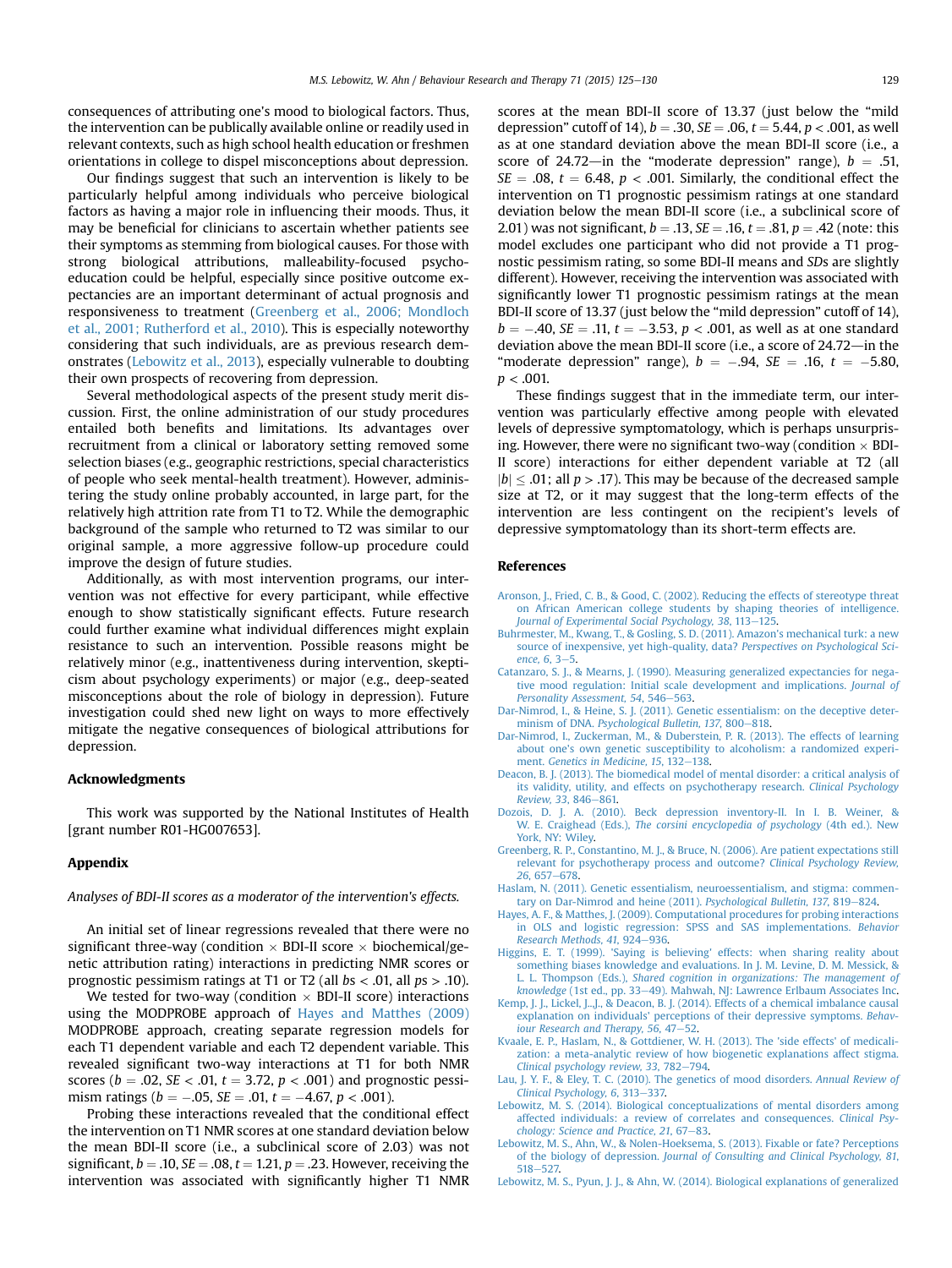consequences of attributing one's mood to biological factors. Thus, the intervention can be publically available online or readily used in relevant contexts, such as high school health education or freshmen orientations in college to dispel misconceptions about depression.

Our findings suggest that such an intervention is likely to be particularly helpful among individuals who perceive biological factors as having a major role in influencing their moods. Thus, it may be beneficial for clinicians to ascertain whether patients see their symptoms as stemming from biological causes. For those with strong biological attributions, malleability-focused psychoeducation could be helpful, especially since positive outcome expectancies are an important determinant of actual prognosis and responsiveness to treatment (Greenberg et al., 2006; Mondloch et al., 2001; Rutherford et al., 2010). This is especially noteworthy considering that such individuals, are as previous research demonstrates (Lebowitz et al., 2013), especially vulnerable to doubting their own prospects of recovering from depression.

Several methodological aspects of the present study merit discussion. First, the online administration of our study procedures entailed both benefits and limitations. Its advantages over recruitment from a clinical or laboratory setting removed some selection biases (e.g., geographic restrictions, special characteristics of people who seek mental-health treatment). However, administering the study online probably accounted, in large part, for the relatively high attrition rate from T1 to T2. While the demographic background of the sample who returned to T2 was similar to our original sample, a more aggressive follow-up procedure could improve the design of future studies.

Additionally, as with most intervention programs, our intervention was not effective for every participant, while effective enough to show statistically significant effects. Future research could further examine what individual differences might explain resistance to such an intervention. Possible reasons might be relatively minor (e.g., inattentiveness during intervention, skepticism about psychology experiments) or major (e.g., deep-seated misconceptions about the role of biology in depression). Future investigation could shed new light on ways to more effectively mitigate the negative consequences of biological attributions for depression.

## Acknowledgments

This work was supported by the National Institutes of Health [grant number R01-HG007653].

## Appendix

*Analyses of BDI-II scores as a moderator of the intervention's effects.*

An initial set of linear regressions revealed that there were no significant three-way (condition × BDI-II score × biochemical/genetic attribution rating) interactions in predicting NMR scores or prognostic pessimism ratings at T1 or T2 (all $bs < .01$, all $ps > .10$).

We tested for two-way (condition × BDI-II score) interactions using the MODPROBE approach of Hayes and Matthes (2009) MODPROBE approach, creating separate regression models for each T1 dependent variable and each T2 dependent variable. This revealed significant two-way interactions at T1 for both NMR scores ($b = .02$, $SE < .01$, $t = 3.72$, $p < .001$) and prognostic pessimism ratings ($b = -.05$, $SE = .01$, $t = -4.67$, $p < .001$).

Probing these interactions revealed that the conditional effect the intervention on T1 NMR scores at one standard deviation below the mean BDI-II score (i.e., a subclinical score of 2.03) was not significant, $b = .10$, $SE = .08$, $t = 1.21$, $p = .23$. However, receiving the intervention was associated with significantly higher T1 NMR scores at the mean BDI-II score of 13.37 (just below the "mild depression" cutoff of 14), $b = .30$, $SE = .06$, $t = 5.44$, $p < .001$, as well as at one standard deviation above the mean BDI-II score (i.e., a score of 24.72—in the "moderate depression" range), $b = .51$, $SE = .08$, $t = 6.48$, $p < .001$. Similarly, the conditional effect the intervention on T1 prognostic pessimism ratings at one standard deviation below the mean BDI-II score (i.e., a subclinical score of 2.01) was not significant, $b = .13$, $SE = .16$, $t = .81$, $p = .42$ (note: this model excludes one participant who did not provide a T1 prognostic pessimism rating, so some BDI-II means and *SD*s are slightly different). However, receiving the intervention was associated with significantly lower T1 prognostic pessimism ratings at the mean BDI-II score of 13.37 (just below the "mild depression" cutoff of 14), $b = -.40$, $SE = .11$, $t = -3.53$, $p < .001$, as well as at one standard deviation above the mean BDI-II score (i.e., a score of 24.72—in the "moderate depression" range), $b = -.94$, $SE = .16$, $t = -5.80$, $p < .001$.

These findings suggest that in the immediate term, our intervention was particularly effective among people with elevated levels of depressive symptomatology, which is perhaps unsurprising. However, there were no significant two-way (condition × BDI-II score) interactions for either dependent variable at T2 (all $|b| \leq .01$; all $p > .17$). This may be because of the decreased sample size at T2, or it may suggest that the long-term effects of the intervention are less contingent on the recipient's levels of depressive symptomatology than its short-term effects are.

## References

Aronson, J., Fried, C. B., & Good, C. (2002). Reducing the effects of stereotype threat on African American college students by shaping theories of intelligence. *Journal of Experimental Social Psychology, 38*, 113–125.

Buhrmester, M., Kwang, T., & Gosling, S. D. (2011). Amazon's mechanical turk: a new source of inexpensive, yet high-quality, data? *Perspectives on Psychological Science, 6*, 3–5.

Catanzaro, S. J., & Mearns, J. (1990). Measuring generalized expectancies for negative mood regulation: Initial scale development and implications. *Journal of Personality Assessment, 54*, 546–563.

Dar-Nimrod, I., & Heine, S. J. (2011). Genetic essentialism: on the deceptive determinism of DNA. *Psychological Bulletin, 137*, 800–818.

Dar-Nimrod, I., Zuckerman, M., & Duberstein, P. R. (2013). The effects of learning about one's own genetic susceptibility to alcoholism: a randomized experiment. *Genetics in Medicine, 15*, 132–138.

Deacon, B. J. (2013). The biomedical model of mental disorder: a critical analysis of its validity, utility, and effects on psychotherapy research. *Clinical Psychology Review, 33*, 846–861.

Dozois, D. J. A. (2010). Beck depression inventory-II. In I. B. Weiner, & W. E. Craighead (Eds.), *The corsini encyclopedia of psychology* (4th ed.). New York, NY: Wiley.

Greenberg, R. P., Constantino, M. J., & Bruce, N. (2006). Are patient expectations still relevant for psychotherapy process and outcome? *Clinical Psychology Review, 26*, 657–678.

Haslam, N. (2011). Genetic essentialism, neuroessentialism, and stigma: commentary on Dar-Nimrod and heine (2011). *Psychological Bulletin, 137*, 819–824.

Hayes, A. F., & Matthes, J. (2009). Computational procedures for probing interactions in OLS and logistic regression: SPSS and SAS implementations. *Behavior Research Methods, 41*, 924–936.

Higgins, E. T. (1999). 'Saying is believing' effects: when sharing reality about something biases knowledge and evaluations. In J. M. Levine, D. M. Messick, & L. L. Thompson (Eds.), *Shared cognition in organizations: The management of knowledge* (1st ed., pp. 33–49). Mahwah, NJ: Lawrence Erlbaum Associates Inc.

Kemp, J. J., Lickel, J..J., & Deacon, B. J. (2014). Effects of a chemical imbalance causal explanation on individuals' perceptions of their depressive symptoms. *Behaviour Research and Therapy, 56*, 47–52.

Kvaale, E. P., Haslam, N., & Gottdiener, W. H. (2013). The 'side effects' of medicalization: a meta-analytic review of how biogenetic explanations affect stigma. *Clinical psychology review, 33*, 782–794.

Lau, J. Y. F., & Eley, T. C. (2010). The genetics of mood disorders. *Annual Review of Clinical Psychology, 6*, 313–337.

Lebowitz, M. S. (2014). Biological conceptualizations of mental disorders among affected individuals: a review of correlates and consequences. *Clinical Psychology: Science and Practice, 21*, 67–83.

Lebowitz, M. S., Ahn, W., & Nolen-Hoeksema, S. (2013). Fixable or fate? Perceptions of the biology of depression. *Journal of Consulting and Clinical Psychology, 81*, 518–527.

Lebowitz, M. S., Pyun, J. J., & Ahn, W. (2014). Biological explanations of generalized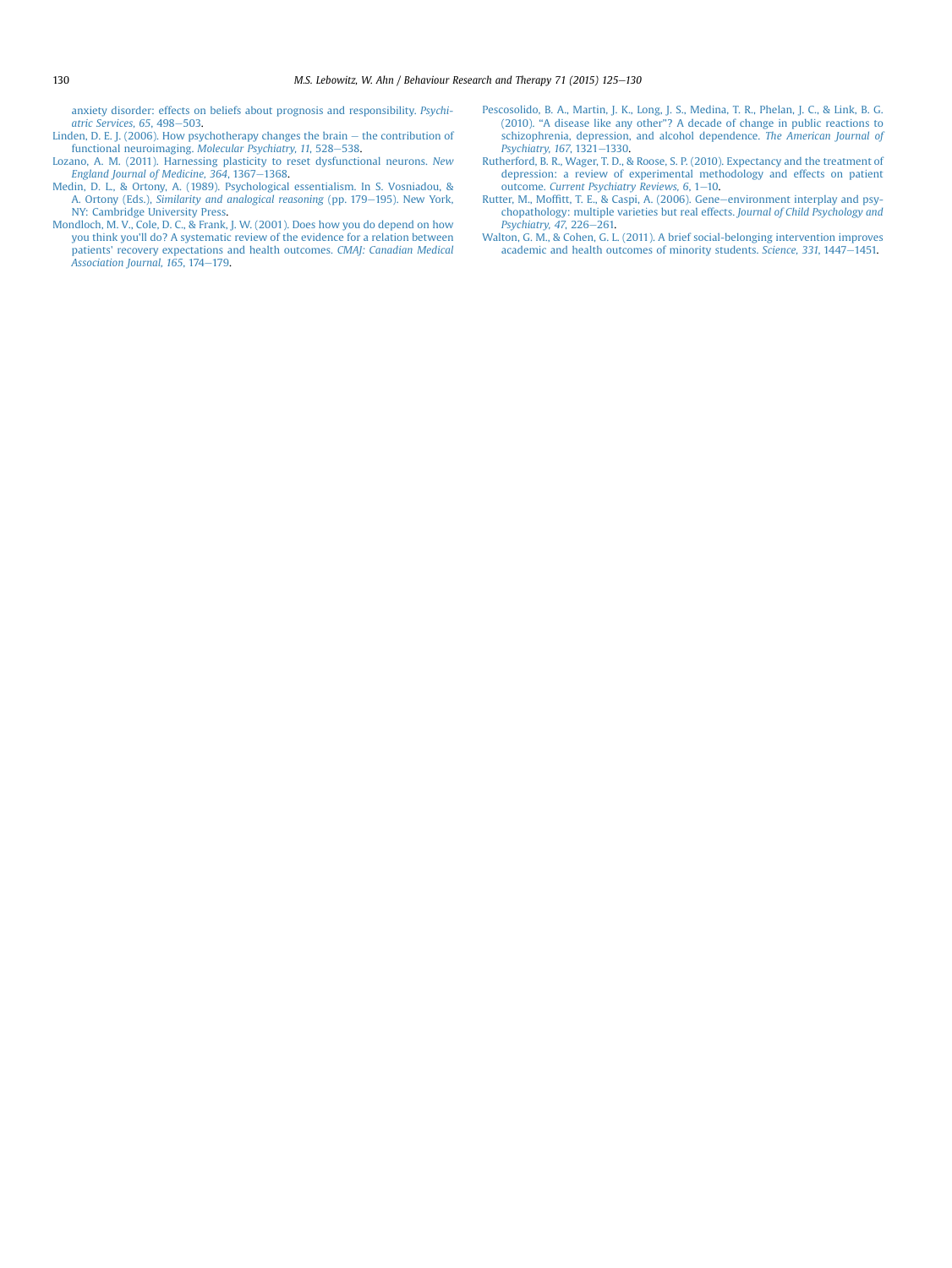anxiety disorder: effects on beliefs about prognosis and responsibility. *Psychiatric Services, 65*, 498–503.

Linden, D. E. J. (2006). How psychotherapy changes the brain – the contribution of functional neuroimaging. *Molecular Psychiatry, 11*, 528–538.

Lozano, A. M. (2011). Harnessing plasticity to reset dysfunctional neurons. *New England Journal of Medicine, 364*, 1367–1368.

Medin, D. L., & Ortony, A. (1989). Psychological essentialism. In S. Vosniadou, & A. Ortony (Eds.), *Similarity and analogical reasoning* (pp. 179–195). New York, NY: Cambridge University Press.

Mondloch, M. V., Cole, D. C., & Frank, J. W. (2001). Does how you do depend on how you think you'll do? A systematic review of the evidence for a relation between patients' recovery expectations and health outcomes. *CMAJ: Canadian Medical Association Journal, 165*, 174–179.

Pescosolido, B. A., Martin, J. K., Long, J. S., Medina, T. R., Phelan, J. C., & Link, B. G. (2010). "A disease like any other"? A decade of change in public reactions to schizophrenia, depression, and alcohol dependence. *The American Journal of Psychiatry, 167*, 1321–1330.

Rutherford, B. R., Wager, T. D., & Roose, S. P. (2010). Expectancy and the treatment of depression: a review of experimental methodology and effects on patient outcome. *Current Psychiatry Reviews, 6*, 1–10.

Rutter, M., Moffitt, T. E., & Caspi, A. (2006). Gene–environment interplay and psychopathology: multiple varieties but real effects. *Journal of Child Psychology and Psychiatry, 47*, 226–261.

Walton, G. M., & Cohen, G. L. (2011). A brief social-belonging intervention improves academic and health outcomes of minority students. *Science, 331*, 1447–1451.